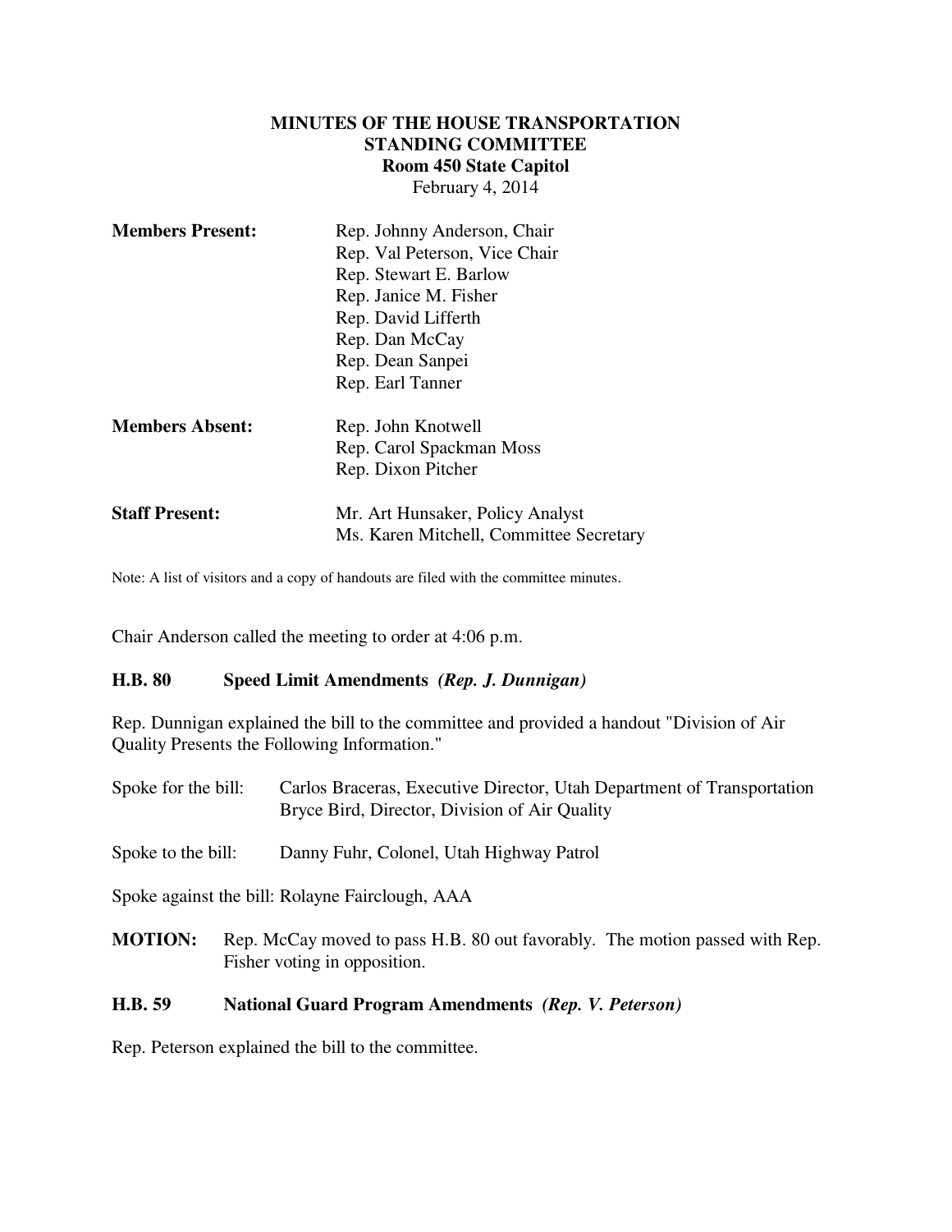# MINUTES OF THE HOUSE TRANSPORTATION STANDING COMMITTEE
## Room 450 State Capitol
February 4, 2014

**Members Present:**
Rep. Johnny Anderson, Chair
Rep. Val Peterson, Vice Chair
Rep. Stewart E. Barlow
Rep. Janice M. Fisher
Rep. David Lifferth
Rep. Dan McCay
Rep. Dean Sanpei
Rep. Earl Tanner

**Members Absent:**
Rep. John Knotwell
Rep. Carol Spackman Moss
Rep. Dixon Pitcher

**Staff Present:**
Mr. Art Hunsaker, Policy Analyst
Ms. Karen Mitchell, Committee Secretary

Note: A list of visitors and a copy of handouts are filed with the committee minutes.

Chair Anderson called the meeting to order at 4:06 p.m.

**H.B. 80 Speed Limit Amendments** ***(Rep. J. Dunnigan)***

Rep. Dunnigan explained the bill to the committee and provided a handout "Division of Air Quality Presents the Following Information."

Spoke for the bill: Carlos Braceras, Executive Director, Utah Department of Transportation
Bryce Bird, Director, Division of Air Quality

Spoke to the bill: Danny Fuhr, Colonel, Utah Highway Patrol

Spoke against the bill: Rolayne Fairclough, AAA

**MOTION:** Rep. McCay moved to pass H.B. 80 out favorably. The motion passed with Rep. Fisher voting in opposition.

**H.B. 59 National Guard Program Amendments** ***(Rep. V. Peterson)***

Rep. Peterson explained the bill to the committee.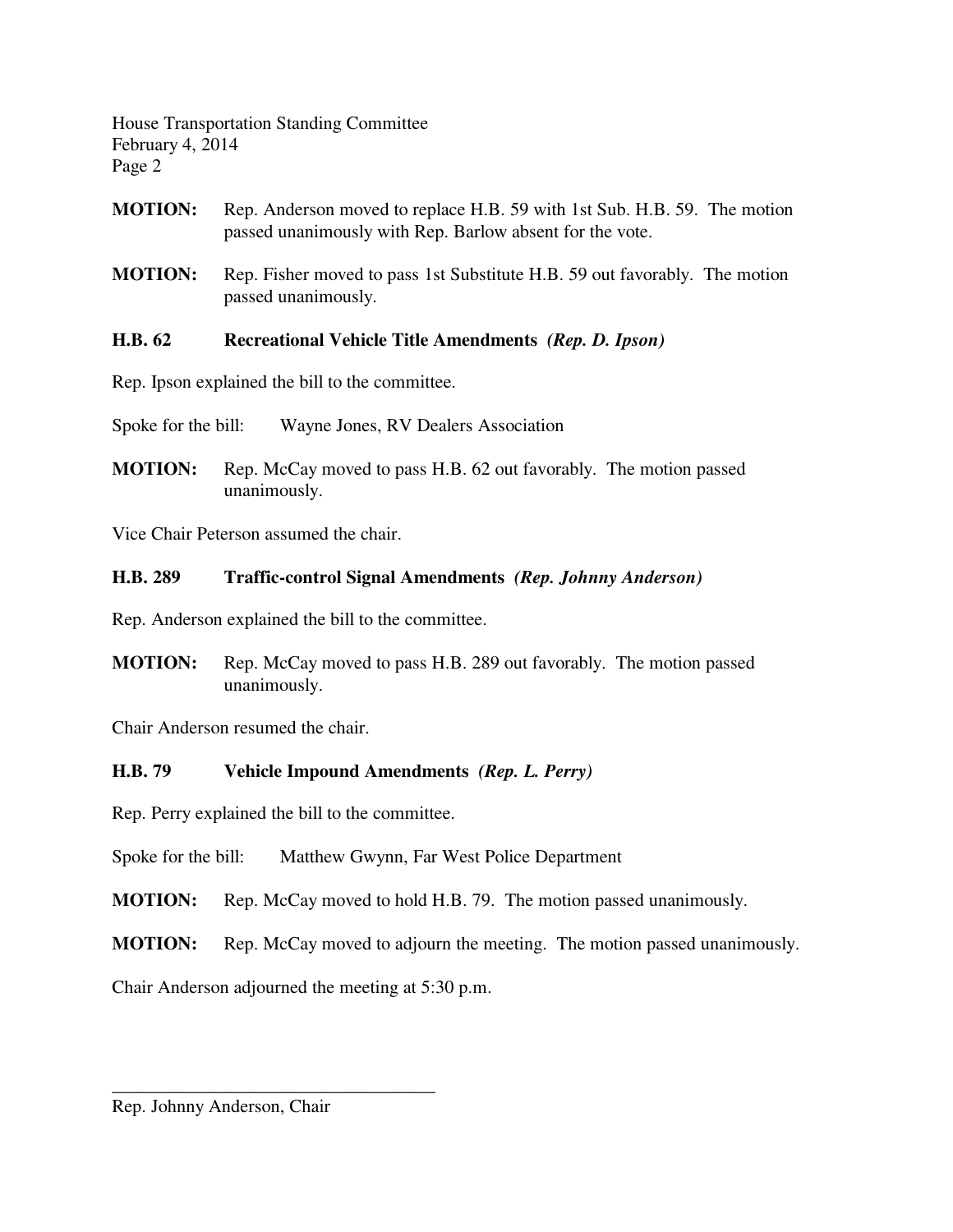**MOTION:** Rep. Anderson moved to replace H.B. 59 with 1st Sub. H.B. 59. The motion passed unanimously with Rep. Barlow absent for the vote.

**MOTION:** Rep. Fisher moved to pass 1st Substitute H.B. 59 out favorably. The motion passed unanimously.

**H.B. 62 Recreational Vehicle Title Amendments** ***(Rep. D. Ipson)***

Rep. Ipson explained the bill to the committee.

Spoke for the bill: Wayne Jones, RV Dealers Association

**MOTION:** Rep. McCay moved to pass H.B. 62 out favorably. The motion passed unanimously.

Vice Chair Peterson assumed the chair.

**H.B. 289 Traffic-control Signal Amendments** ***(Rep. Johnny Anderson)***

Rep. Anderson explained the bill to the committee.

**MOTION:** Rep. McCay moved to pass H.B. 289 out favorably. The motion passed unanimously.

Chair Anderson resumed the chair.

**H.B. 79 Vehicle Impound Amendments** ***(Rep. L. Perry)***

Rep. Perry explained the bill to the committee.

Spoke for the bill: Matthew Gwynn, Far West Police Department

**MOTION:** Rep. McCay moved to hold H.B. 79. The motion passed unanimously.

**MOTION:** Rep. McCay moved to adjourn the meeting. The motion passed unanimously.

Chair Anderson adjourned the meeting at 5:30 p.m.

___________________________________

Rep. Johnny Anderson, Chair